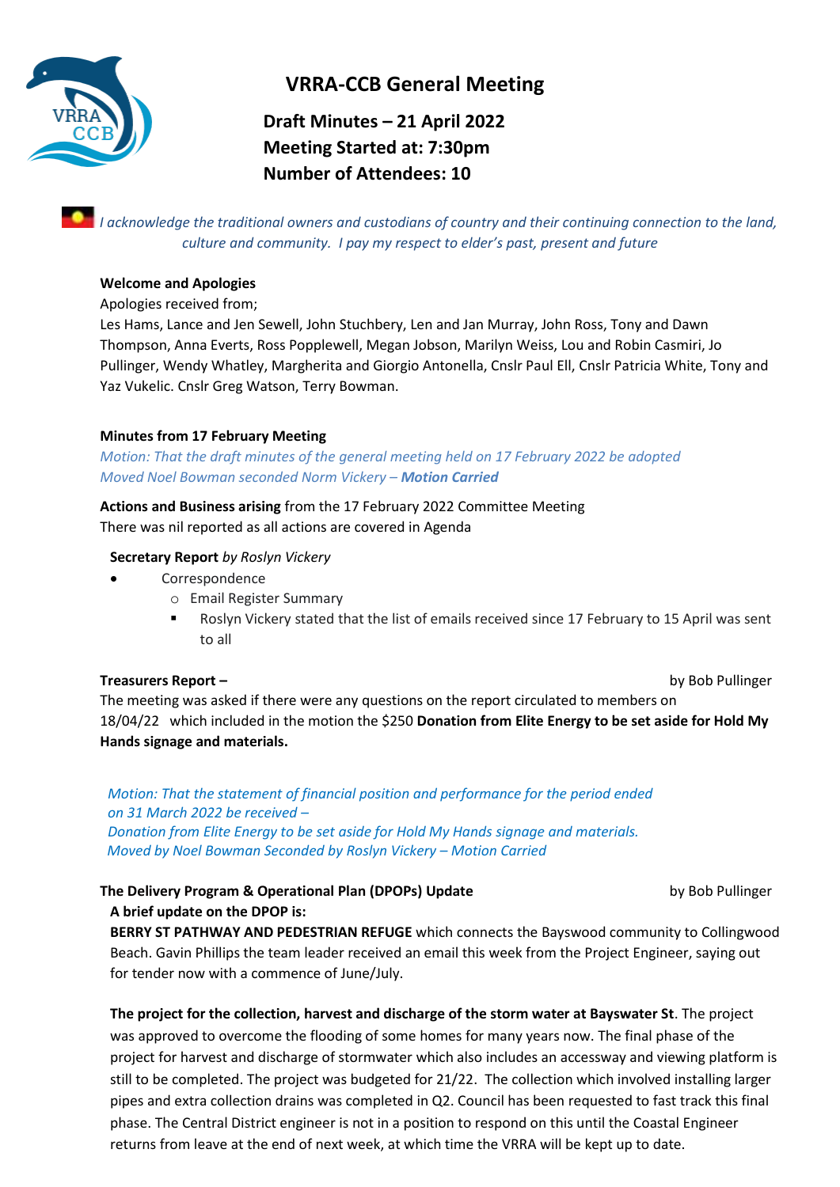# VRRA-CCB General Meeting

**Draft Minutes – 21 April 2022**
**Meeting Started at: 7:30pm**
**Number of Attendees: 10**

*I acknowledge the traditional owners and custodians of country and their continuing connection to the land, culture and community. I pay my respect to elder's past, present and future*

**Welcome and Apologies**

Apologies received from;

Les Hams, Lance and Jen Sewell, John Stuchbery, Len and Jan Murray, John Ross, Tony and Dawn Thompson, Anna Everts, Ross Popplewell, Megan Jobson, Marilyn Weiss, Lou and Robin Casmiri, Jo Pullinger, Wendy Whatley, Margherita and Giorgio Antonella, Cnslr Paul Ell, Cnslr Patricia White, Tony and Yaz Vukelic. Cnslr Greg Watson, Terry Bowman.

**Minutes from 17 February Meeting**

*Motion: That the draft minutes of the general meeting held on 17 February 2022 be adopted*
*Moved Noel Bowman seconded Norm Vickery – **Motion Carried***

**Actions and Business arising** from the 17 February 2022 Committee Meeting
There was nil reported as all actions are covered in Agenda

**Secretary Report** *by Roslyn Vickery*

- Correspondence
  - Email Register Summary
    - Roslyn Vickery stated that the list of emails received since 17 February to 15 April was sent to all

**Treasurers Report –** by Bob Pullinger

The meeting was asked if there were any questions on the report circulated to members on 18/04/22 which included in the motion the $250 **Donation from Elite Energy to be set aside for Hold My Hands signage and materials.**

*Motion: That the statement of financial position and performance for the period ended on 31 March 2022 be received –*
*Donation from Elite Energy to be set aside for Hold My Hands signage and materials.*
*Moved by Noel Bowman Seconded by Roslyn Vickery – Motion Carried*

**The Delivery Program & Operational Plan (DPOPs) Update** by Bob Pullinger

**A brief update on the DPOP is:**

**BERRY ST PATHWAY AND PEDESTRIAN REFUGE** which connects the Bayswood community to Collingwood Beach. Gavin Phillips the team leader received an email this week from the Project Engineer, saying out for tender now with a commence of June/July.

**The project for the collection, harvest and discharge of the storm water at Bayswater St**. The project was approved to overcome the flooding of some homes for many years now. The final phase of the project for harvest and discharge of stormwater which also includes an accessway and viewing platform is still to be completed. The project was budgeted for 21/22. The collection which involved installing larger pipes and extra collection drains was completed in Q2. Council has been requested to fast track this final phase. The Central District engineer is not in a position to respond on this until the Coastal Engineer returns from leave at the end of next week, at which time the VRRA will be kept up to date.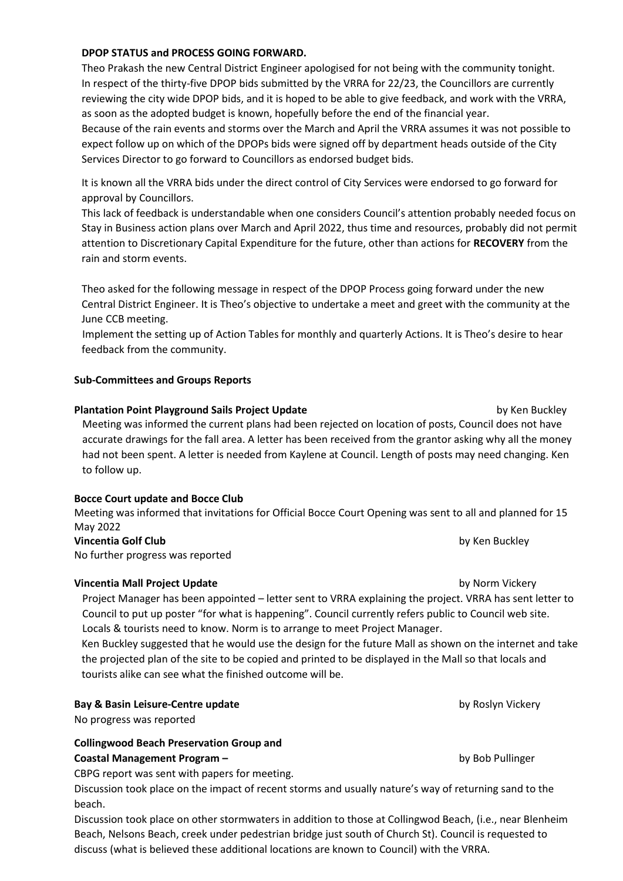**DPOP STATUS and PROCESS GOING FORWARD.**

Theo Prakash the new Central District Engineer apologised for not being with the community tonight. In respect of the thirty-five DPOP bids submitted by the VRRA for 22/23, the Councillors are currently reviewing the city wide DPOP bids, and it is hoped to be able to give feedback, and work with the VRRA, as soon as the adopted budget is known, hopefully before the end of the financial year.
Because of the rain events and storms over the March and April the VRRA assumes it was not possible to expect follow up on which of the DPOPs bids were signed off by department heads outside of the City Services Director to go forward to Councillors as endorsed budget bids.

It is known all the VRRA bids under the direct control of City Services were endorsed to go forward for approval by Councillors.
This lack of feedback is understandable when one considers Council's attention probably needed focus on Stay in Business action plans over March and April 2022, thus time and resources, probably did not permit attention to Discretionary Capital Expenditure for the future, other than actions for **RECOVERY** from the rain and storm events.

Theo asked for the following message in respect of the DPOP Process going forward under the new Central District Engineer. It is Theo's objective to undertake a meet and greet with the community at the June CCB meeting.
Implement the setting up of Action Tables for monthly and quarterly Actions. It is Theo's desire to hear feedback from the community.

**Sub-Committees and Groups Reports**

**Plantation Point Playground Sails Project Update** by Ken Buckley

Meeting was informed the current plans had been rejected on location of posts, Council does not have accurate drawings for the fall area. A letter has been received from the grantor asking why all the money had not been spent. A letter is needed from Kaylene at Council. Length of posts may need changing. Ken to follow up.

**Bocce Court update and Bocce Club**

Meeting was informed that invitations for Official Bocce Court Opening was sent to all and planned for 15 May 2022

**Vincentia Golf Club** by Ken Buckley

No further progress was reported

**Vincentia Mall Project Update** by Norm Vickery

Project Manager has been appointed – letter sent to VRRA explaining the project. VRRA has sent letter to Council to put up poster "for what is happening". Council currently refers public to Council web site. Locals & tourists need to know. Norm is to arrange to meet Project Manager.
Ken Buckley suggested that he would use the design for the future Mall as shown on the internet and take the projected plan of the site to be copied and printed to be displayed in the Mall so that locals and tourists alike can see what the finished outcome will be.

**Bay & Basin Leisure-Centre update** by Roslyn Vickery

No progress was reported

**Collingwood Beach Preservation Group and Coastal Management Program –** by Bob Pullinger

CBPG report was sent with papers for meeting.
Discussion took place on the impact of recent storms and usually nature's way of returning sand to the beach.
Discussion took place on other stormwaters in addition to those at Collingwod Beach, (i.e., near Blenheim Beach, Nelsons Beach, creek under pedestrian bridge just south of Church St). Council is requested to discuss (what is believed these additional locations are known to Council) with the VRRA.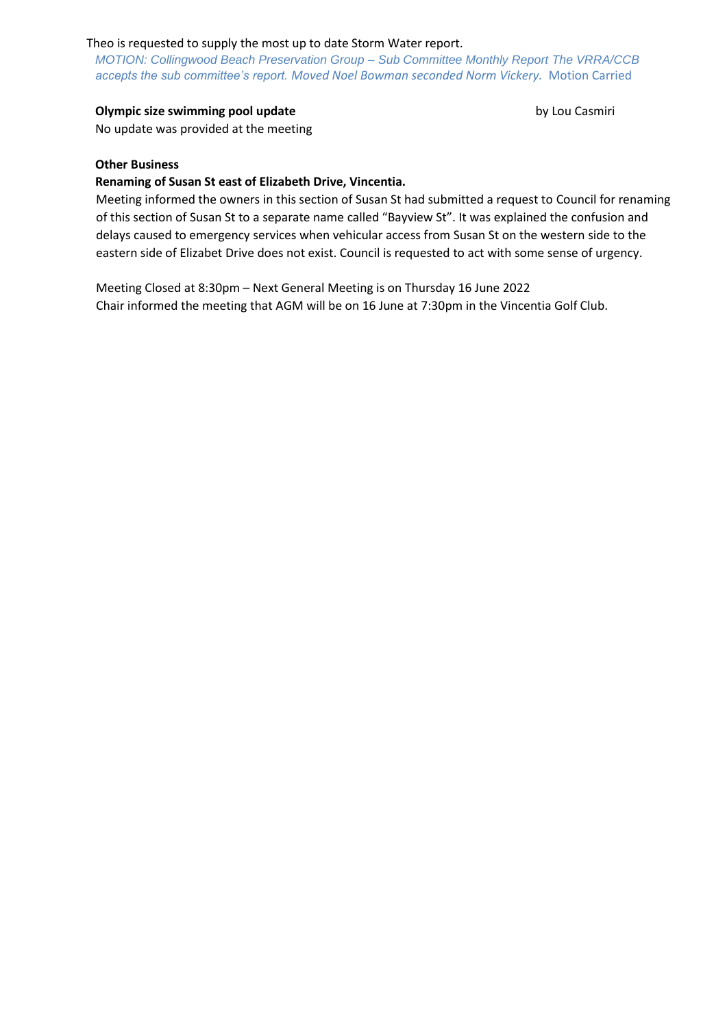Theo is requested to supply the most up to date Storm Water report.

*MOTION: Collingwood Beach Preservation Group – Sub Committee Monthly Report The VRRA/CCB accepts the sub committee's report. Moved Noel Bowman seconded Norm Vickery.* Motion Carried

**Olympic size swimming pool update** by Lou Casmiri

No update was provided at the meeting

**Other Business**

**Renaming of Susan St east of Elizabeth Drive, Vincentia.**

Meeting informed the owners in this section of Susan St had submitted a request to Council for renaming of this section of Susan St to a separate name called "Bayview St". It was explained the confusion and delays caused to emergency services when vehicular access from Susan St on the western side to the eastern side of Elizabet Drive does not exist. Council is requested to act with some sense of urgency.

Meeting Closed at 8:30pm – Next General Meeting is on Thursday 16 June 2022

Chair informed the meeting that AGM will be on 16 June at 7:30pm in the Vincentia Golf Club.